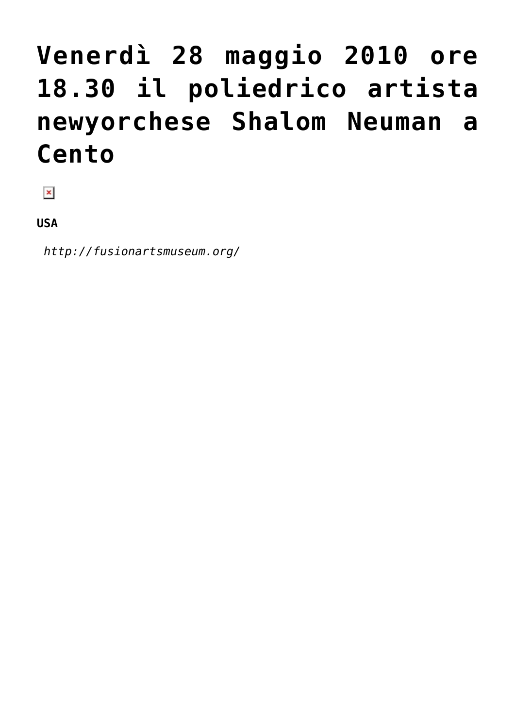# Venerdì 28 maggio 2010 ore 18.30 il poliedrico artista newyorchese Shalom Neuman a Cento

**USA**

*http://fusionartsmuseum.org/*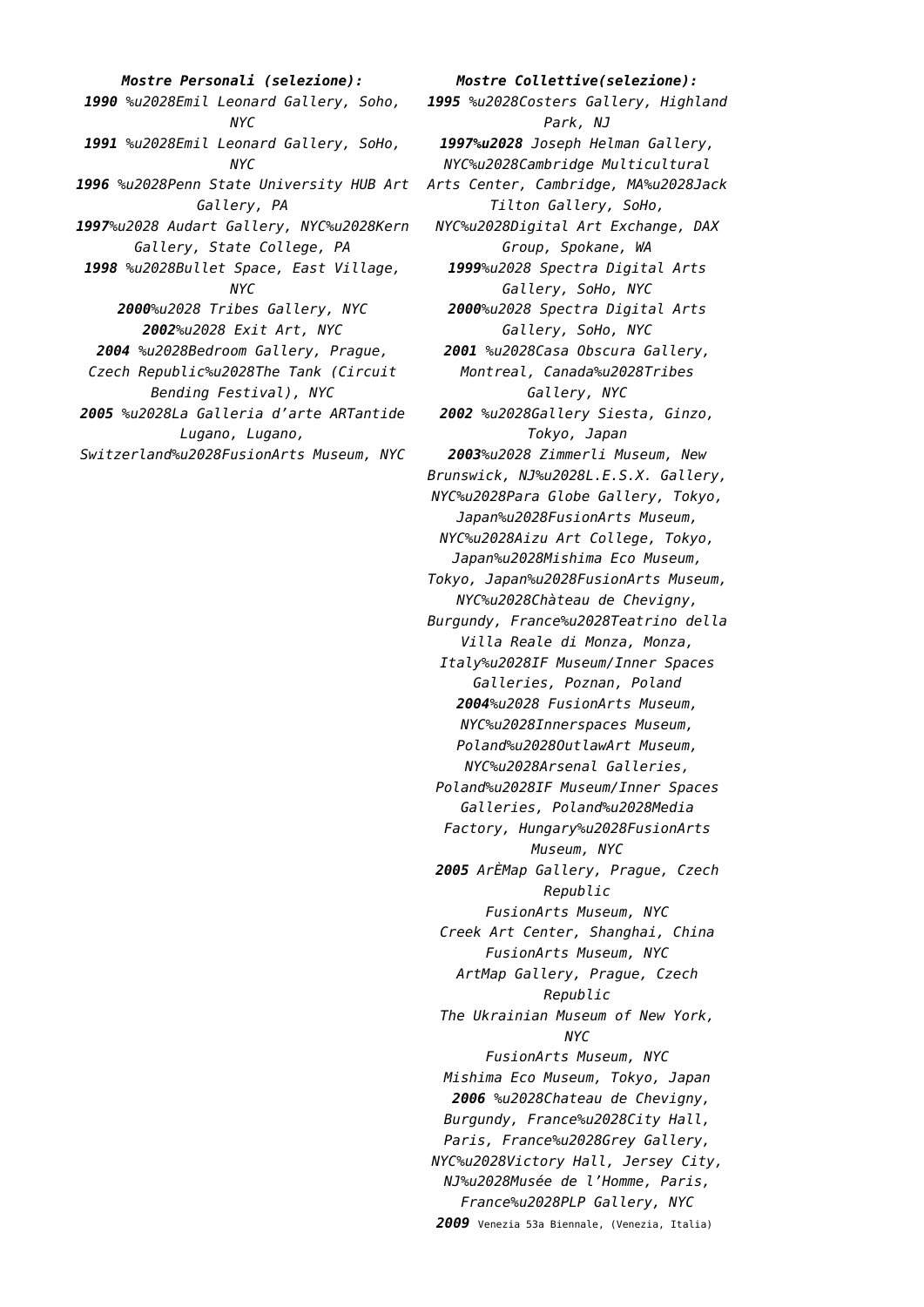***Mostre Personali (selezione):***

***1990*** *%u2028Emil Leonard Gallery, Soho, NYC*

***1991*** *%u2028Emil Leonard Gallery, SoHo, NYC*

***1996*** *%u2028Penn State University HUB Art Gallery, PA*

***1997****%u2028 Audart Gallery, NYC%u2028Kern Gallery, State College, PA*

***1998*** *%u2028Bullet Space, East Village, NYC*

***2000****%u2028 Tribes Gallery, NYC*

***2002****%u2028 Exit Art, NYC*

***2004*** *%u2028Bedroom Gallery, Prague, Czech Republic%u2028The Tank (Circuit Bending Festival), NYC*

***2005*** *%u2028La Galleria d'arte ARTantide Lugano, Lugano, Switzerland%u2028FusionArts Museum, NYC*

***Mostre Collettive(selezione):***

***1995*** *%u2028Costers Gallery, Highland Park, NJ*

***1997%u2028*** *Joseph Helman Gallery, NYC%u2028Cambridge Multicultural Arts Center, Cambridge, MA%u2028Jack Tilton Gallery, SoHo, NYC%u2028Digital Art Exchange, DAX Group, Spokane, WA*

***1999****%u2028 Spectra Digital Arts Gallery, SoHo, NYC*

***2000****%u2028 Spectra Digital Arts Gallery, SoHo, NYC*

***2001*** *%u2028Casa Obscura Gallery, Montreal, Canada%u2028Tribes Gallery, NYC*

***2002*** *%u2028Gallery Siesta, Ginzo, Tokyo, Japan*

***2003****%u2028 Zimmerli Museum, New Brunswick, NJ%u2028L.E.S.X. Gallery, NYC%u2028Para Globe Gallery, Tokyo, Japan%u2028FusionArts Museum, NYC%u2028Aizu Art College, Tokyo, Japan%u2028Mishima Eco Museum, Tokyo, Japan%u2028FusionArts Museum, NYC%u2028Chàteau de Chevigny, Burgundy, France%u2028Teatrino della Villa Reale di Monza, Monza, Italy%u2028IF Museum/Inner Spaces Galleries, Poznan, Poland*

***2004****%u2028 FusionArts Museum, NYC%u2028Innerspaces Museum, Poland%u2028OutlawArt Museum, NYC%u2028Arsenal Galleries, Poland%u2028IF Museum/Inner Spaces Galleries, Poland%u2028Media Factory, Hungary%u2028FusionArts Museum, NYC*

***2005*** *ArÈMap Gallery, Prague, Czech Republic*

*FusionArts Museum, NYC*

*Creek Art Center, Shanghai, China*

*FusionArts Museum, NYC*

*ArtMap Gallery, Prague, Czech Republic*

*The Ukrainian Museum of New York, NYC*

*FusionArts Museum, NYC*

*Mishima Eco Museum, Tokyo, Japan*

***2006*** *%u2028Chateau de Chevigny, Burgundy, France%u2028City Hall, Paris, France%u2028Grey Gallery, NYC%u2028Victory Hall, Jersey City, NJ%u2028Musée de l'Homme, Paris, France%u2028PLP Gallery, NYC*

***2009*** Venezia 53a Biennale, (Venezia, Italia)